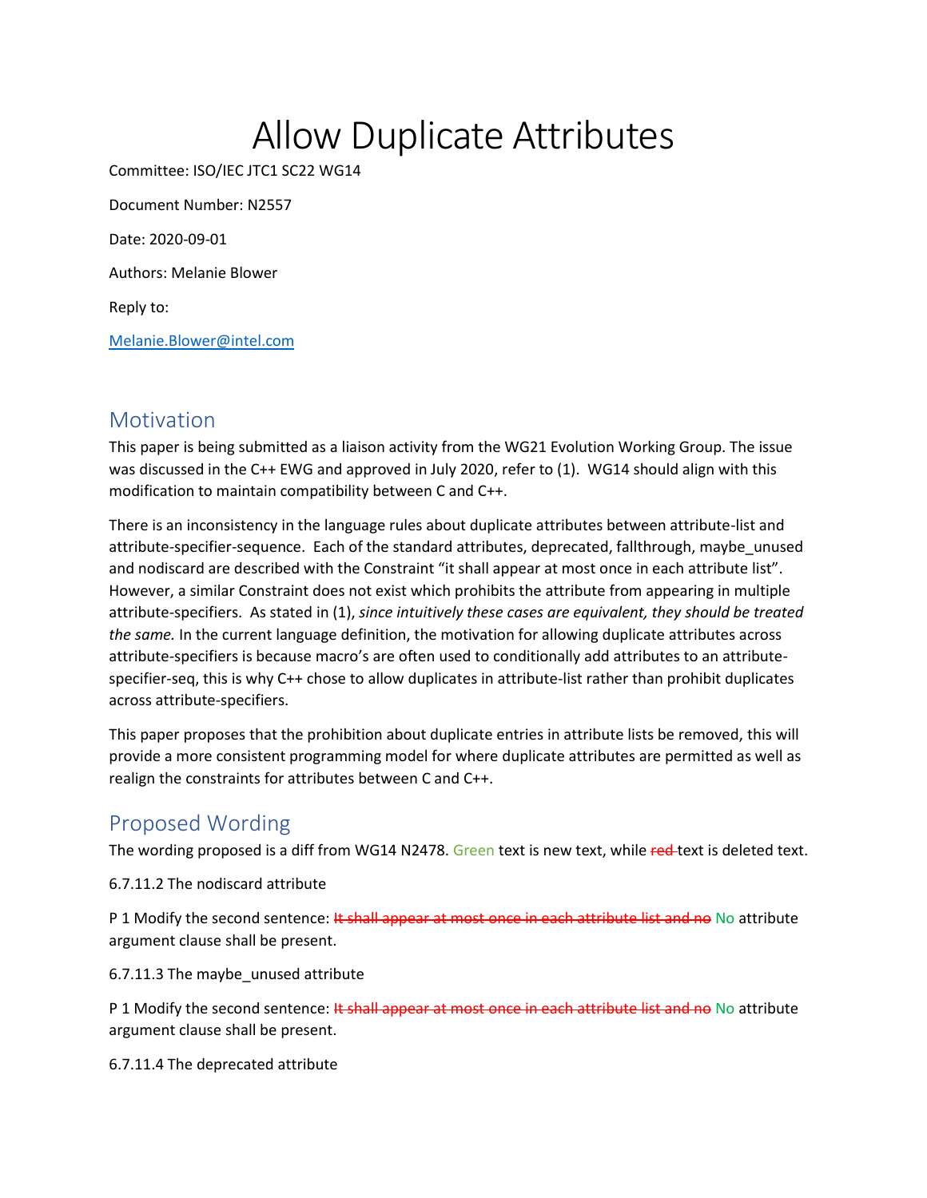# Allow Duplicate Attributes

Committee: ISO/IEC JTC1 SC22 WG14

Document Number: N2557

Date: 2020-09-01

Authors: Melanie Blower

Reply to:

Melanie.Blower@intel.com

## Motivation

This paper is being submitted as a liaison activity from the WG21 Evolution Working Group. The issue was discussed in the C++ EWG and approved in July 2020, refer to (1). WG14 should align with this modification to maintain compatibility between C and C++.

There is an inconsistency in the language rules about duplicate attributes between attribute-list and attribute-specifier-sequence. Each of the standard attributes, deprecated, fallthrough, maybe_unused and nodiscard are described with the Constraint "it shall appear at most once in each attribute list". However, a similar Constraint does not exist which prohibits the attribute from appearing in multiple attribute-specifiers. As stated in (1), *since intuitively these cases are equivalent, they should be treated the same.* In the current language definition, the motivation for allowing duplicate attributes across attribute-specifiers is because macro's are often used to conditionally add attributes to an attribute-specifier-seq, this is why C++ chose to allow duplicates in attribute-list rather than prohibit duplicates across attribute-specifiers.

This paper proposes that the prohibition about duplicate entries in attribute lists be removed, this will provide a more consistent programming model for where duplicate attributes are permitted as well as realign the constraints for attributes between C and C++.

## Proposed Wording

The wording proposed is a diff from WG14 N2478. Green text is new text, while ~~red~~ text is deleted text.

6.7.11.2 The nodiscard attribute

P 1 Modify the second sentence: ~~It shall appear at most once in each attribute list and no~~ No attribute argument clause shall be present.

6.7.11.3 The maybe_unused attribute

P 1 Modify the second sentence: ~~It shall appear at most once in each attribute list and no~~ No attribute argument clause shall be present.

6.7.11.4 The deprecated attribute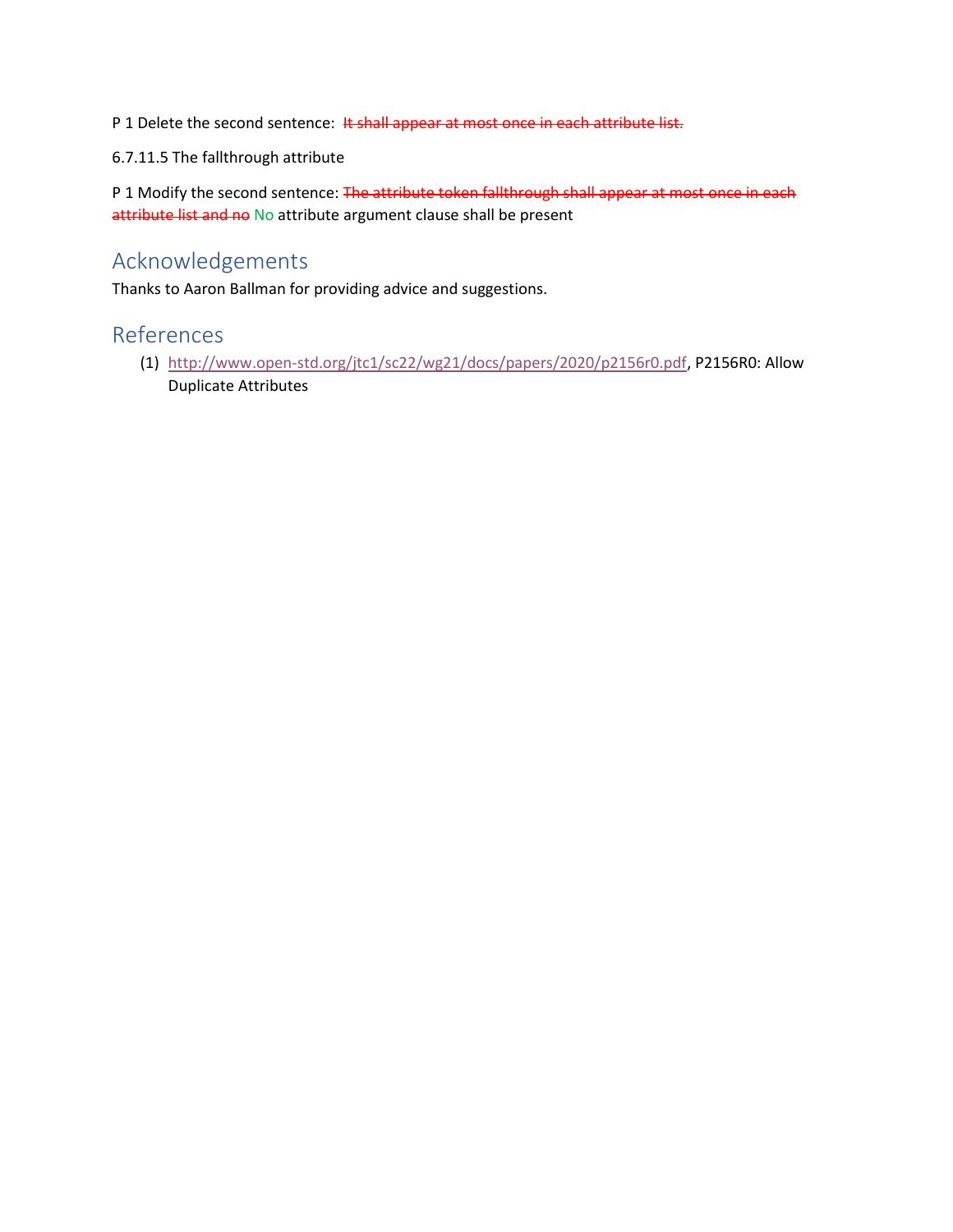P 1 Delete the second sentence: ~~It shall appear at most once in each attribute list.~~

6.7.11.5 The fallthrough attribute

P 1 Modify the second sentence: ~~The attribute token fallthrough shall appear at most once in each attribute list and no~~ No attribute argument clause shall be present

## Acknowledgements

Thanks to Aaron Ballman for providing advice and suggestions.

## References

(1) http://www.open-std.org/jtc1/sc22/wg21/docs/papers/2020/p2156r0.pdf, P2156R0: Allow Duplicate Attributes